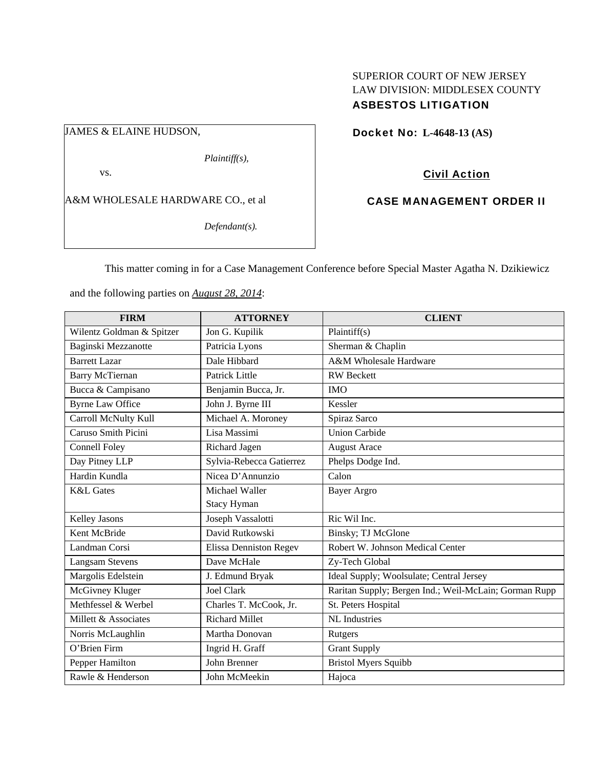SUPERIOR COURT OF NEW JERSEY
LAW DIVISION: MIDDLESEX COUNTY
**ASBESTOS LITIGATION**

JAMES & ELAINE HUDSON,

*Plaintiff(s),*

vs.

A&M WHOLESALE HARDWARE CO., et al

*Defendant(s).*

**Docket No: L-4648-13 (AS)**

**Civil Action**

**CASE MANAGEMENT ORDER II**

This matter coming in for a Case Management Conference before Special Master Agatha N. Dzikiewicz and the following parties on ***August 28, 2014***:

| FIRM | ATTORNEY | CLIENT |
|---|---|---|
| Wilentz Goldman & Spitzer | Jon G. Kupilik | Plaintiff(s) |
| Baginski Mezzanotte | Patricia Lyons | Sherman & Chaplin |
| Barrett Lazar | Dale Hibbard | A&M Wholesale Hardware |
| Barry McTiernan | Patrick Little | RW Beckett |
| Bucca & Campisano | Benjamin Bucca, Jr. | IMO |
| Byrne Law Office | John J. Byrne III | Kessler |
| Carroll McNulty Kull | Michael A. Moroney | Spiraz Sarco |
| Caruso Smith Picini | Lisa Massimi | Union Carbide |
| Connell Foley | Richard Jagen | August Arace |
| Day Pitney LLP | Sylvia-Rebecca Gatierrez | Phelps Dodge Ind. |
| Hardin Kundla | Nicea D'Annunzio | Calon |
| K&L Gates | Michael Waller<br>Stacy Hyman | Bayer Argro |
| Kelley Jasons | Joseph Vassalotti | Ric Wil Inc. |
| Kent McBride | David Rutkowski | Binsky; TJ McGlone |
| Landman Corsi | Elissa Denniston Regev | Robert W. Johnson Medical Center |
| Langsam Stevens | Dave McHale | Zy-Tech Global |
| Margolis Edelstein | J. Edmund Bryak | Ideal Supply; Woolsulate; Central Jersey |
| McGivney Kluger | Joel Clark | Raritan Supply; Bergen Ind.; Weil-McLain; Gorman Rupp |
| Methfessel & Werbel | Charles T. McCook, Jr. | St. Peters Hospital |
| Millett & Associates | Richard Millet | NL Industries |
| Norris McLaughlin | Martha Donovan | Rutgers |
| O'Brien Firm | Ingrid H. Graff | Grant Supply |
| Pepper Hamilton | John Brenner | Bristol Myers Squibb |
| Rawle & Henderson | John McMeekin | Hajoca |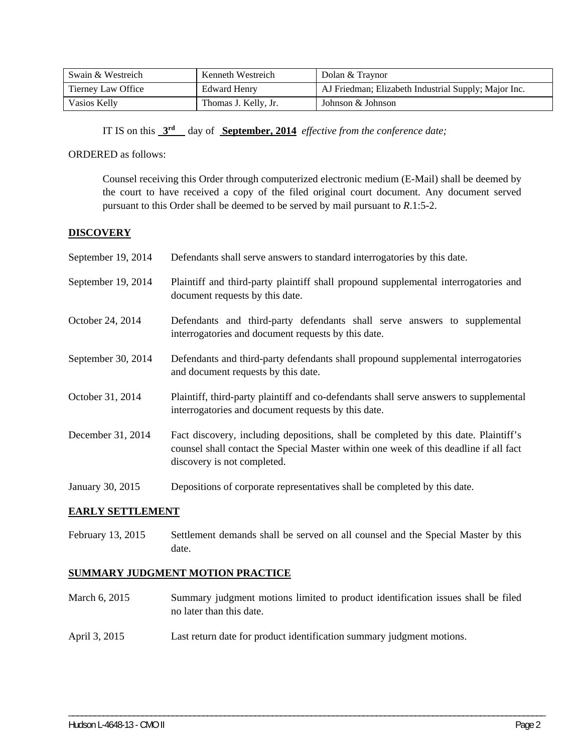| Swain & Westreich | Kenneth Westreich | Dolan & Traynor |
|---|---|---|
| Tierney Law Office | Edward Henry | AJ Friedman; Elizabeth Industrial Supply; Major Inc. |
| Vasios Kelly | Thomas J. Kelly, Jr. | Johnson & Johnson |

IT IS on this **3rd** day of **September, 2014** *effective from the conference date;*

ORDERED as follows:

Counsel receiving this Order through computerized electronic medium (E-Mail) shall be deemed by the court to have received a copy of the filed original court document. Any document served pursuant to this Order shall be deemed to be served by mail pursuant to *R*.1:5-2.

**DISCOVERY**

September 19, 2014 — Defendants shall serve answers to standard interrogatories by this date.

September 19, 2014 — Plaintiff and third-party plaintiff shall propound supplemental interrogatories and document requests by this date.

October 24, 2014 — Defendants and third-party defendants shall serve answers to supplemental interrogatories and document requests by this date.

September 30, 2014 — Defendants and third-party defendants shall propound supplemental interrogatories and document requests by this date.

October 31, 2014 — Plaintiff, third-party plaintiff and co-defendants shall serve answers to supplemental interrogatories and document requests by this date.

December 31, 2014 — Fact discovery, including depositions, shall be completed by this date. Plaintiff's counsel shall contact the Special Master within one week of this deadline if all fact discovery is not completed.

January 30, 2015 — Depositions of corporate representatives shall be completed by this date.

**EARLY SETTLEMENT**

February 13, 2015 — Settlement demands shall be served on all counsel and the Special Master by this date.

**SUMMARY JUDGMENT MOTION PRACTICE**

March 6, 2015 — Summary judgment motions limited to product identification issues shall be filed no later than this date.

April 3, 2015 — Last return date for product identification summary judgment motions.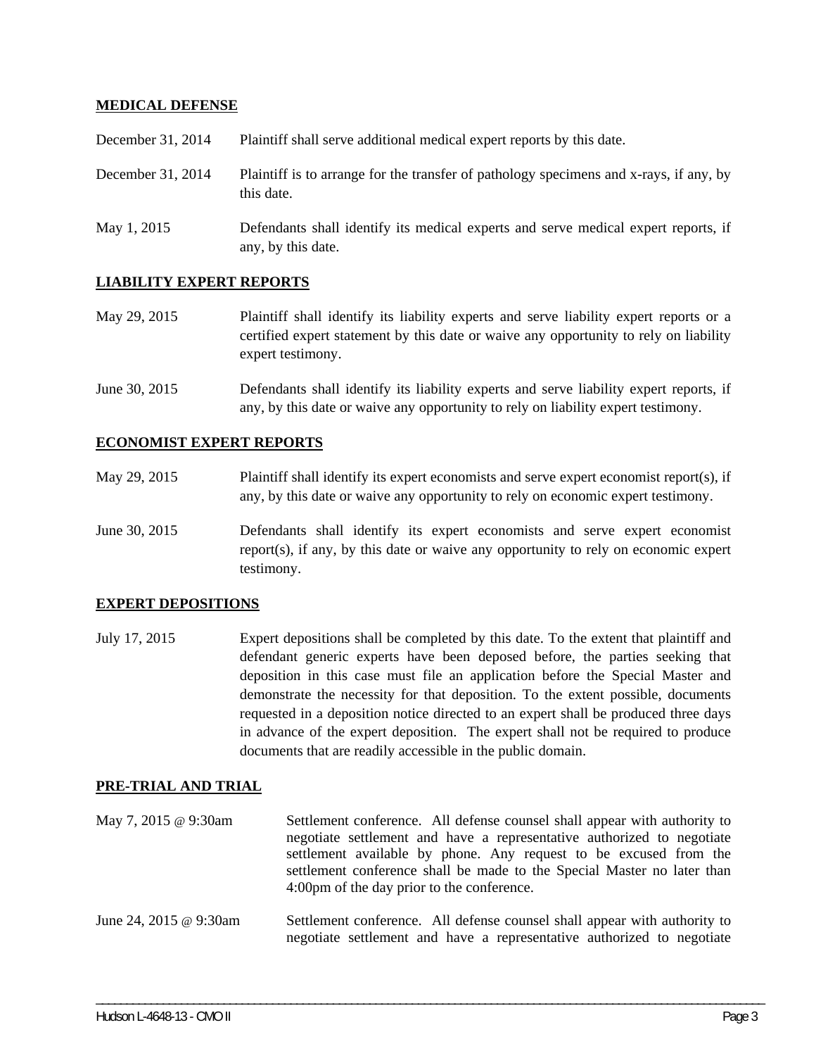**MEDICAL DEFENSE**

| | |
|---|---|
| December 31, 2014 | Plaintiff shall serve additional medical expert reports by this date. |
| December 31, 2014 | Plaintiff is to arrange for the transfer of pathology specimens and x-rays, if any, by this date. |
| May 1, 2015 | Defendants shall identify its medical experts and serve medical expert reports, if any, by this date. |

**LIABILITY EXPERT REPORTS**

| | |
|---|---|
| May 29, 2015 | Plaintiff shall identify its liability experts and serve liability expert reports or a certified expert statement by this date or waive any opportunity to rely on liability expert testimony. |
| June 30, 2015 | Defendants shall identify its liability experts and serve liability expert reports, if any, by this date or waive any opportunity to rely on liability expert testimony. |

**ECONOMIST EXPERT REPORTS**

| | |
|---|---|
| May 29, 2015 | Plaintiff shall identify its expert economists and serve expert economist report(s), if any, by this date or waive any opportunity to rely on economic expert testimony. |
| June 30, 2015 | Defendants shall identify its expert economists and serve expert economist report(s), if any, by this date or waive any opportunity to rely on economic expert testimony. |

**EXPERT DEPOSITIONS**

| | |
|---|---|
| July 17, 2015 | Expert depositions shall be completed by this date. To the extent that plaintiff and defendant generic experts have been deposed before, the parties seeking that deposition in this case must file an application before the Special Master and demonstrate the necessity for that deposition. To the extent possible, documents requested in a deposition notice directed to an expert shall be produced three days in advance of the expert deposition. The expert shall not be required to produce documents that are readily accessible in the public domain. |

**PRE-TRIAL AND TRIAL**

| | |
|---|---|
| May 7, 2015 @ 9:30am | Settlement conference. All defense counsel shall appear with authority to negotiate settlement and have a representative authorized to negotiate settlement available by phone. Any request to be excused from the settlement conference shall be made to the Special Master no later than 4:00pm of the day prior to the conference. |
| June 24, 2015 @ 9:30am | Settlement conference. All defense counsel shall appear with authority to negotiate settlement and have a representative authorized to negotiate |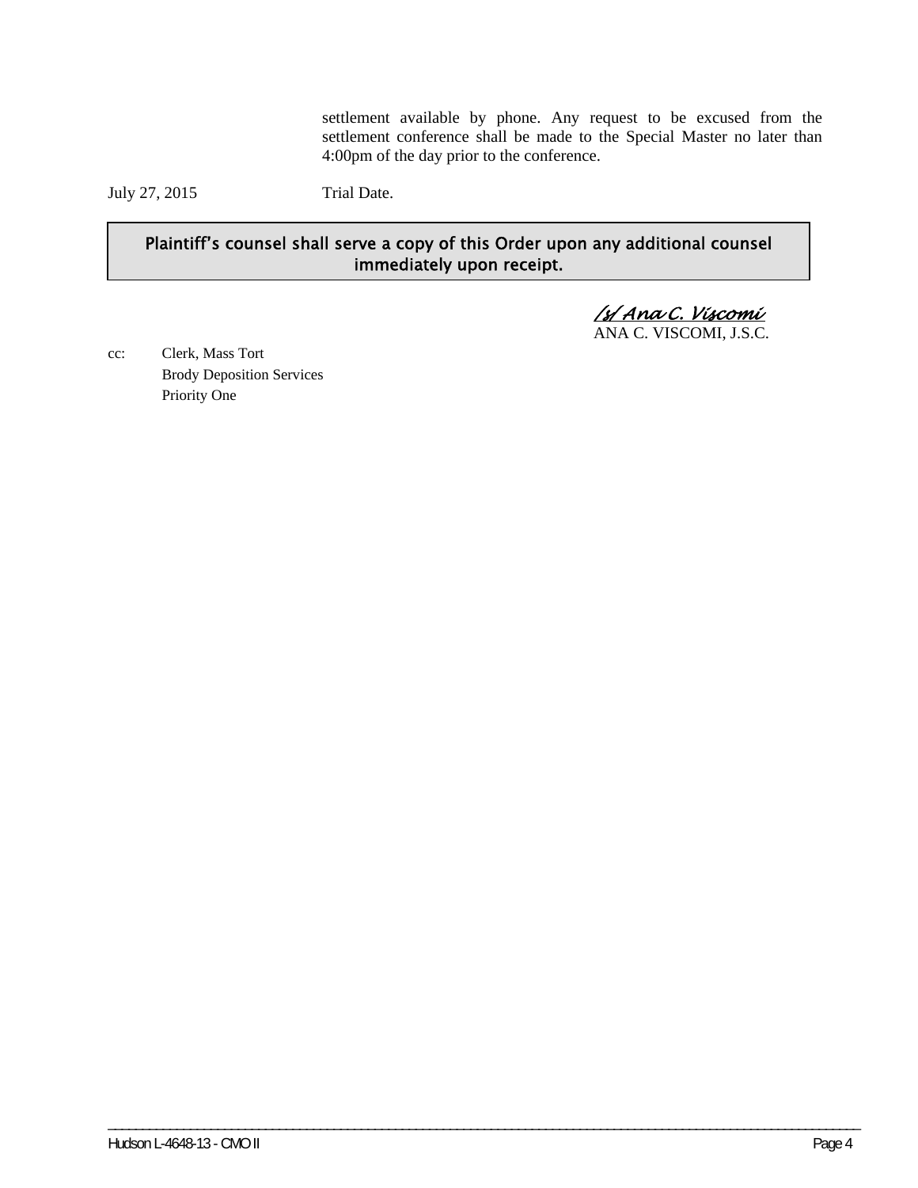settlement available by phone. Any request to be excused from the settlement conference shall be made to the Special Master no later than 4:00pm of the day prior to the conference.

| | |
|---|---|
| July 27, 2015 | Trial Date. |

**Plaintiff's counsel shall serve a copy of this Order upon any additional counsel immediately upon receipt.**

/s/ Ana C. Viscomi
ANA C. VISCOMI, J.S.C.

cc: Clerk, Mass Tort
Brody Deposition Services
Priority One